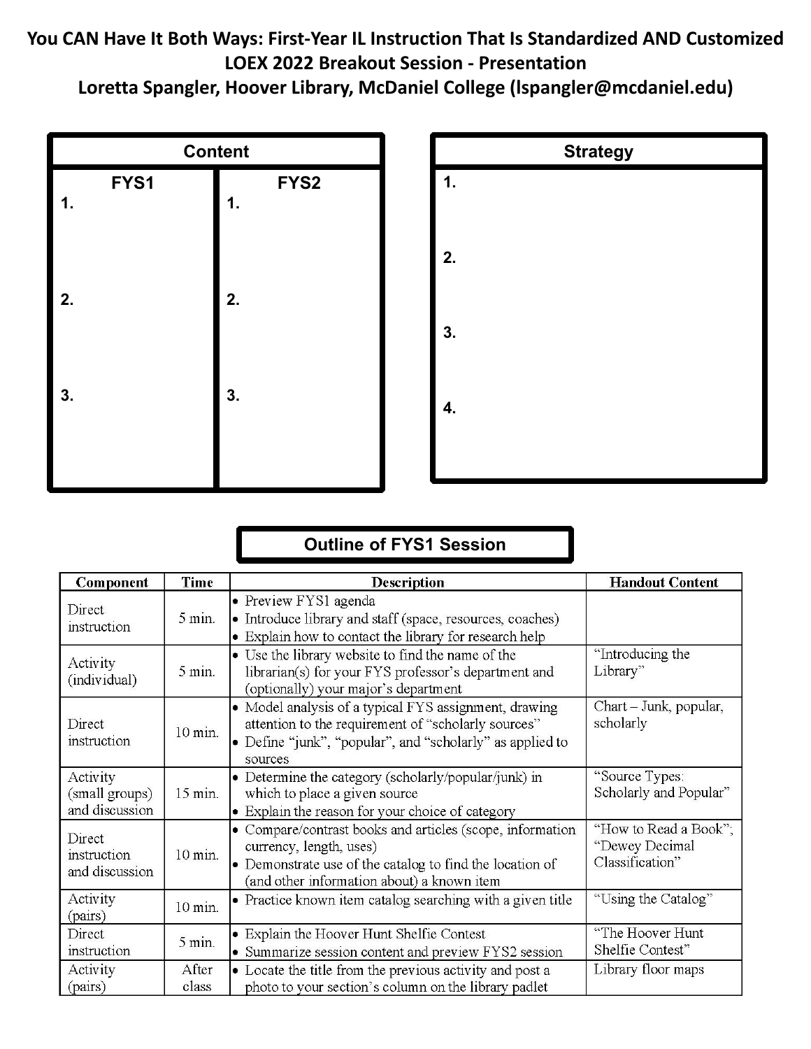# You CAN Have It Both Ways: First-Year IL Instruction That Is Standardized AND Customized

## LOEX 2022 Breakout Session - Presentation

## Loretta Spangler, Hoover Library, McDaniel College (lspangler@mcdaniel.edu)

| Content | |
|---|---|
| **FYS1** | **FYS2** |
| 1. | 1. |
| 2. | 2. |
| 3. | 3. |

| Strategy |
|---|
| 1. |
| 2. |
| 3. |
| 4. |

### Outline of FYS1 Session

| Component | Time | Description | Handout Content |
|---|---|---|---|
| Direct instruction | 5 min. | • Preview FYS1 agenda<br>• Introduce library and staff (space, resources, coaches)<br>• Explain how to contact the library for research help | |
| Activity (individual) | 5 min. | • Use the library website to find the name of the librarian(s) for your FYS professor's department and (optionally) your major's department | "Introducing the Library" |
| Direct instruction | 10 min. | • Model analysis of a typical FYS assignment, drawing attention to the requirement of "scholarly sources"<br>• Define "junk", "popular", and "scholarly" as applied to sources | Chart – Junk, popular, scholarly |
| Activity (small groups) and discussion | 15 min. | • Determine the category (scholarly/popular/junk) in which to place a given source<br>• Explain the reason for your choice of category | "Source Types: Scholarly and Popular" |
| Direct instruction and discussion | 10 min. | • Compare/contrast books and articles (scope, information currency, length, uses)<br>• Demonstrate use of the catalog to find the location of (and other information about) a known item | "How to Read a Book"; "Dewey Decimal Classification" |
| Activity (pairs) | 10 min. | • Practice known item catalog searching with a given title | "Using the Catalog" |
| Direct instruction | 5 min. | • Explain the Hoover Hunt Shelfie Contest<br>• Summarize session content and preview FYS2 session | "The Hoover Hunt Shelfie Contest" |
| Activity (pairs) | After class | • Locate the title from the previous activity and post a photo to your section's column on the library padlet | Library floor maps |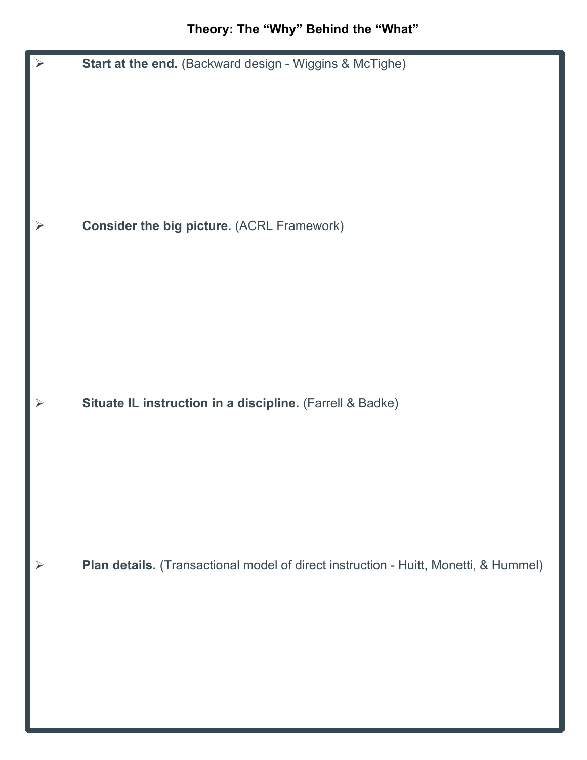## Theory: The "Why" Behind the "What"

- **Start at the end.** (Backward design - Wiggins & McTighe)

- **Consider the big picture.** (ACRL Framework)

- **Situate IL instruction in a discipline.** (Farrell & Badke)

- **Plan details.** (Transactional model of direct instruction - Huitt, Monetti, & Hummel)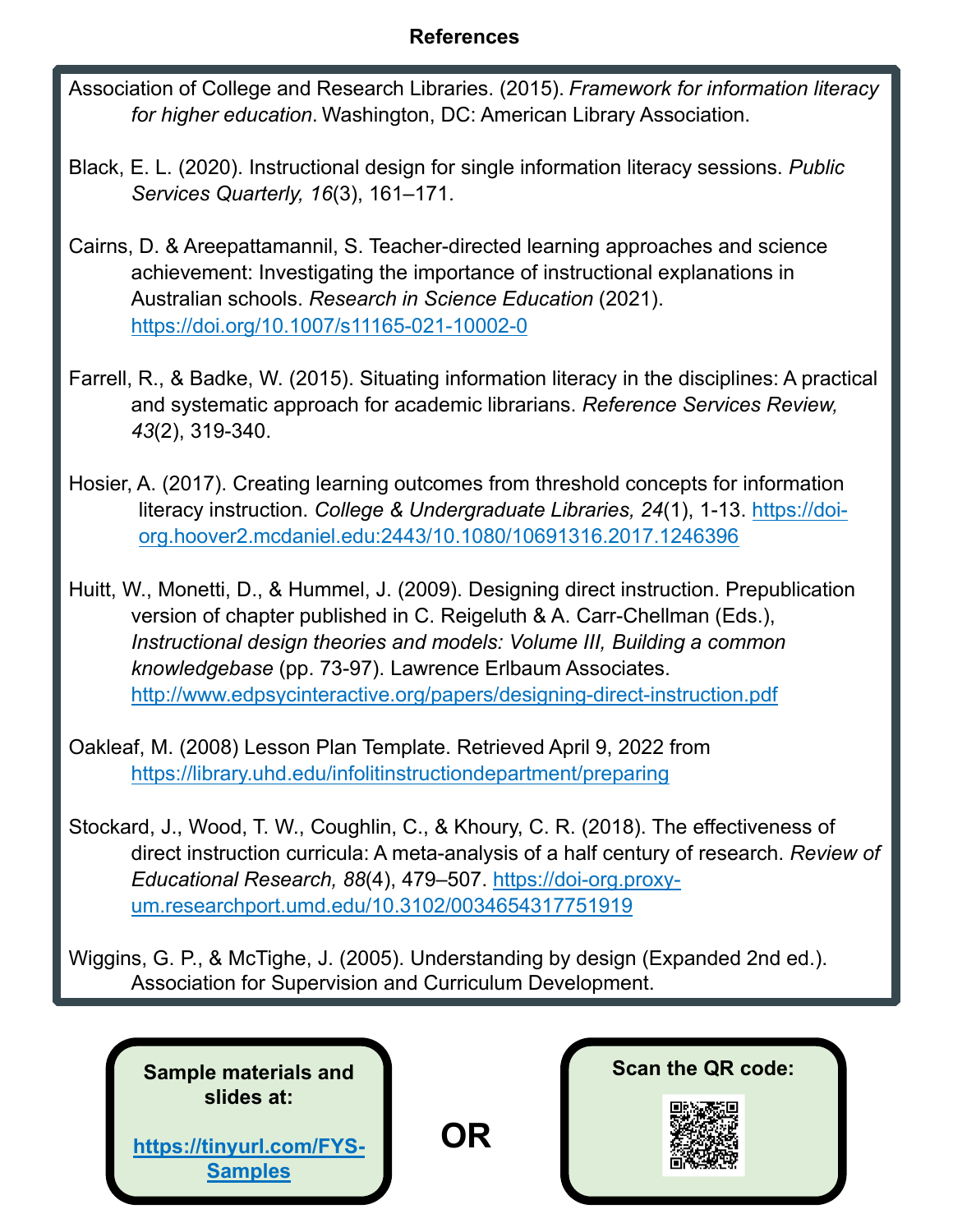## References

Association of College and Research Libraries. (2015). *Framework for information literacy for higher education*. Washington, DC: American Library Association.

Black, E. L. (2020). Instructional design for single information literacy sessions. *Public Services Quarterly, 16*(3), 161–171.

Cairns, D. & Areepattamannil, S. Teacher-directed learning approaches and science achievement: Investigating the importance of instructional explanations in Australian schools. *Research in Science Education* (2021). https://doi.org/10.1007/s11165-021-10002-0

Farrell, R., & Badke, W. (2015). Situating information literacy in the disciplines: A practical and systematic approach for academic librarians. *Reference Services Review, 43*(2), 319-340.

Hosier, A. (2017). Creating learning outcomes from threshold concepts for information literacy instruction. *College & Undergraduate Libraries, 24*(1), 1-13. https://doi-org.hoover2.mcdaniel.edu:2443/10.1080/10691316.2017.1246396

Huitt, W., Monetti, D., & Hummel, J. (2009). Designing direct instruction. Prepublication version of chapter published in C. Reigeluth & A. Carr-Chellman (Eds.), *Instructional design theories and models: Volume III, Building a common knowledgebase* (pp. 73-97). Lawrence Erlbaum Associates. http://www.edpsycinteractive.org/papers/designing-direct-instruction.pdf

Oakleaf, M. (2008) Lesson Plan Template. Retrieved April 9, 2022 from https://library.uhd.edu/infolitinstructiondepartment/preparing

Stockard, J., Wood, T. W., Coughlin, C., & Khoury, C. R. (2018). The effectiveness of direct instruction curricula: A meta-analysis of a half century of research. *Review of Educational Research, 88*(4), 479–507. https://doi-org.proxy-um.researchport.umd.edu/10.3102/0034654317751919

Wiggins, G. P., & McTighe, J. (2005). Understanding by design (Expanded 2nd ed.). Association for Supervision and Curriculum Development.

**Sample materials and slides at:**

**https://tinyurl.com/FYS-Samples**

**OR**

**Scan the QR code:**